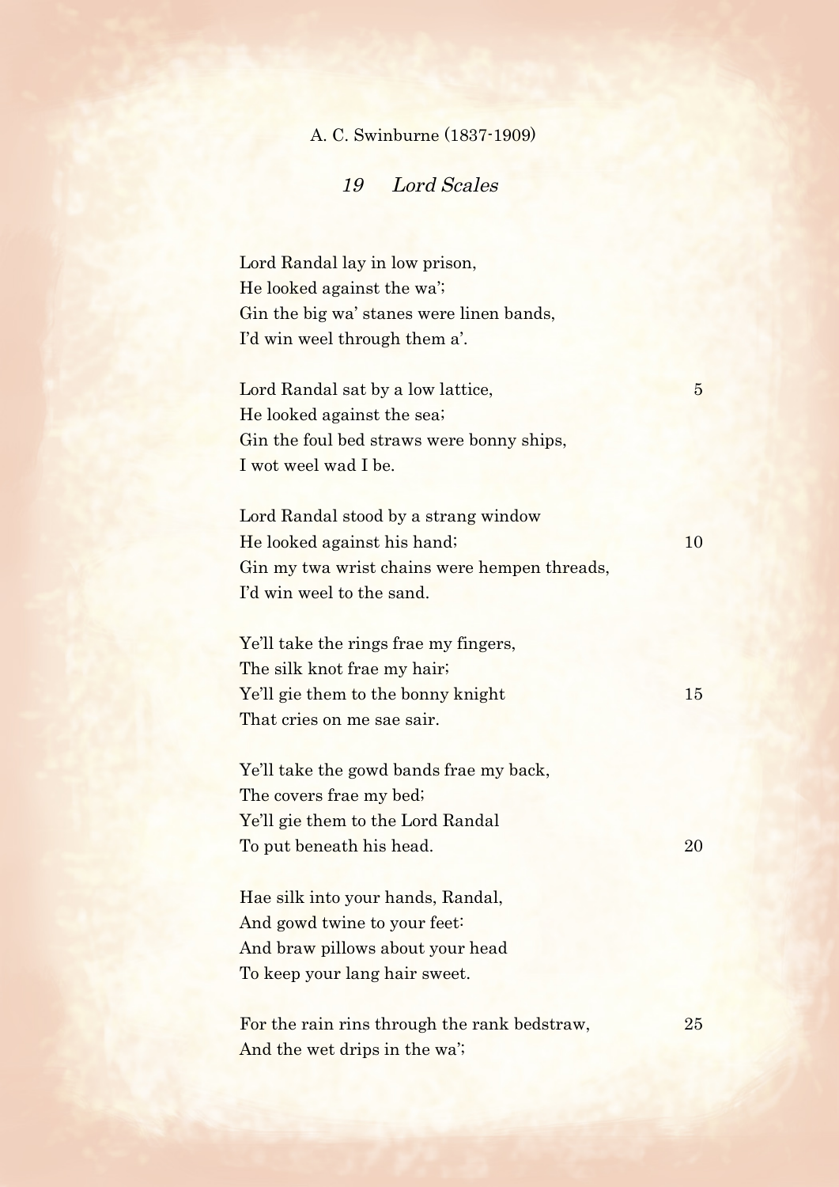A. C. Swinburne (1837-1909)

## *19 Lord Scales*

Lord Randal lay in low prison,
He looked against the wa';
Gin the big wa' stanes were linen bands,
I'd win weel through them a'.

Lord Randal sat by a low lattice, 5
He looked against the sea;
Gin the foul bed straws were bonny ships,
I wot weel wad I be.

Lord Randal stood by a strang window
He looked against his hand; 10
Gin my twa wrist chains were hempen threads,
I'd win weel to the sand.

Ye'll take the rings frae my fingers,
The silk knot frae my hair;
Ye'll gie them to the bonny knight 15
That cries on me sae sair.

Ye'll take the gowd bands frae my back,
The covers frae my bed;
Ye'll gie them to the Lord Randal
To put beneath his head. 20

Hae silk into your hands, Randal,
And gowd twine to your feet:
And braw pillows about your head
To keep your lang hair sweet.

For the rain rins through the rank bedstraw, 25
And the wet drips in the wa';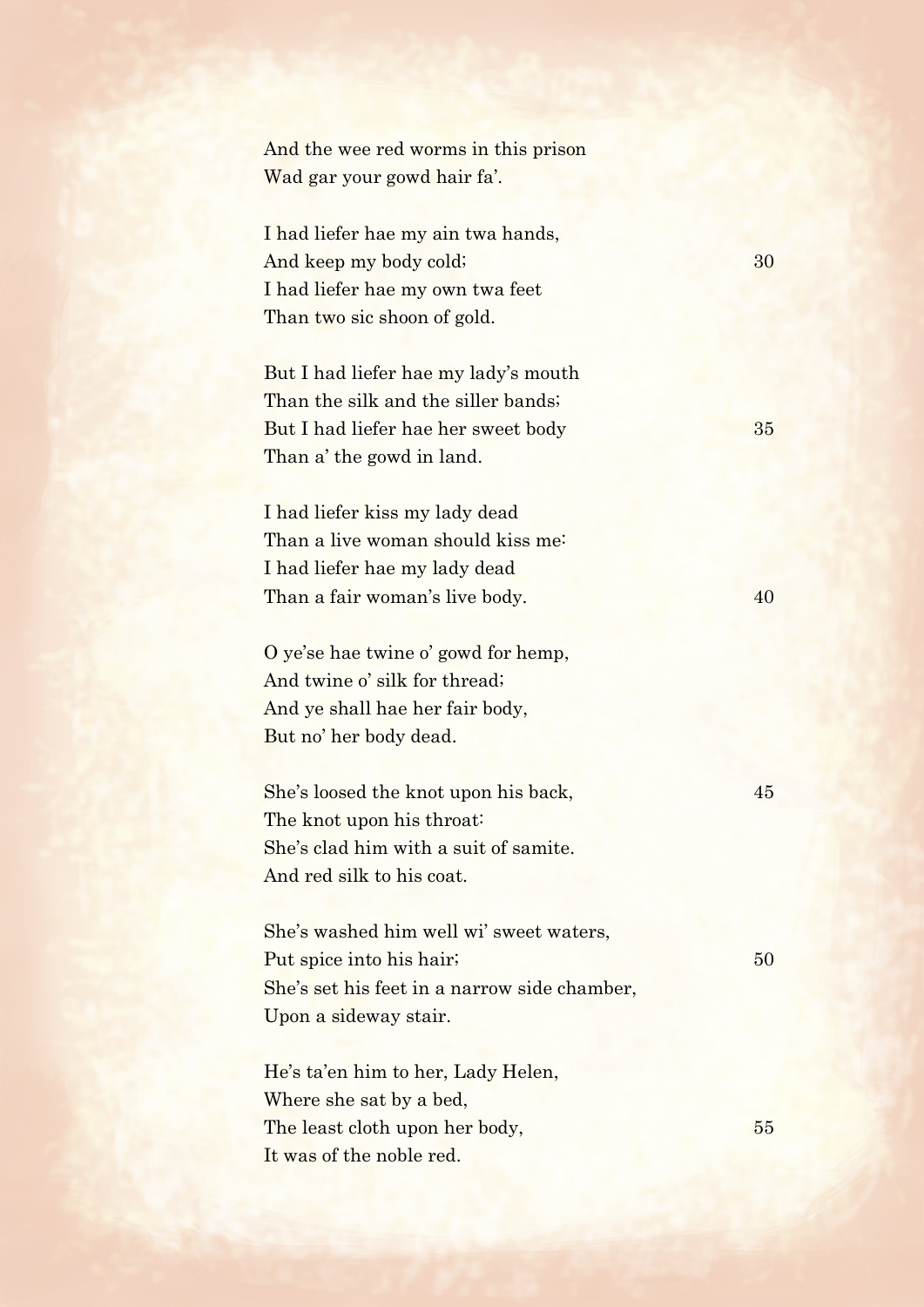And the wee red worms in this prison  
Wad gar your gowd hair fa'.

I had liefer hae my ain twa hands,  
And keep my body cold; 30  
I had liefer hae my own twa feet  
Than two sic shoon of gold.

But I had liefer hae my lady's mouth  
Than the silk and the siller bands;  
But I had liefer hae her sweet body 35  
Than a' the gowd in land.

I had liefer kiss my lady dead  
Than a live woman should kiss me:  
I had liefer hae my lady dead  
Than a fair woman's live body. 40

O ye'se hae twine o' gowd for hemp,  
And twine o' silk for thread;  
And ye shall hae her fair body,  
But no' her body dead.

She's loosed the knot upon his back, 45  
The knot upon his throat:  
She's clad him with a suit of samite.  
And red silk to his coat.

She's washed him well wi' sweet waters,  
Put spice into his hair; 50  
She's set his feet in a narrow side chamber,  
Upon a sideway stair.

He's ta'en him to her, Lady Helen,  
Where she sat by a bed,  
The least cloth upon her body, 55  
It was of the noble red.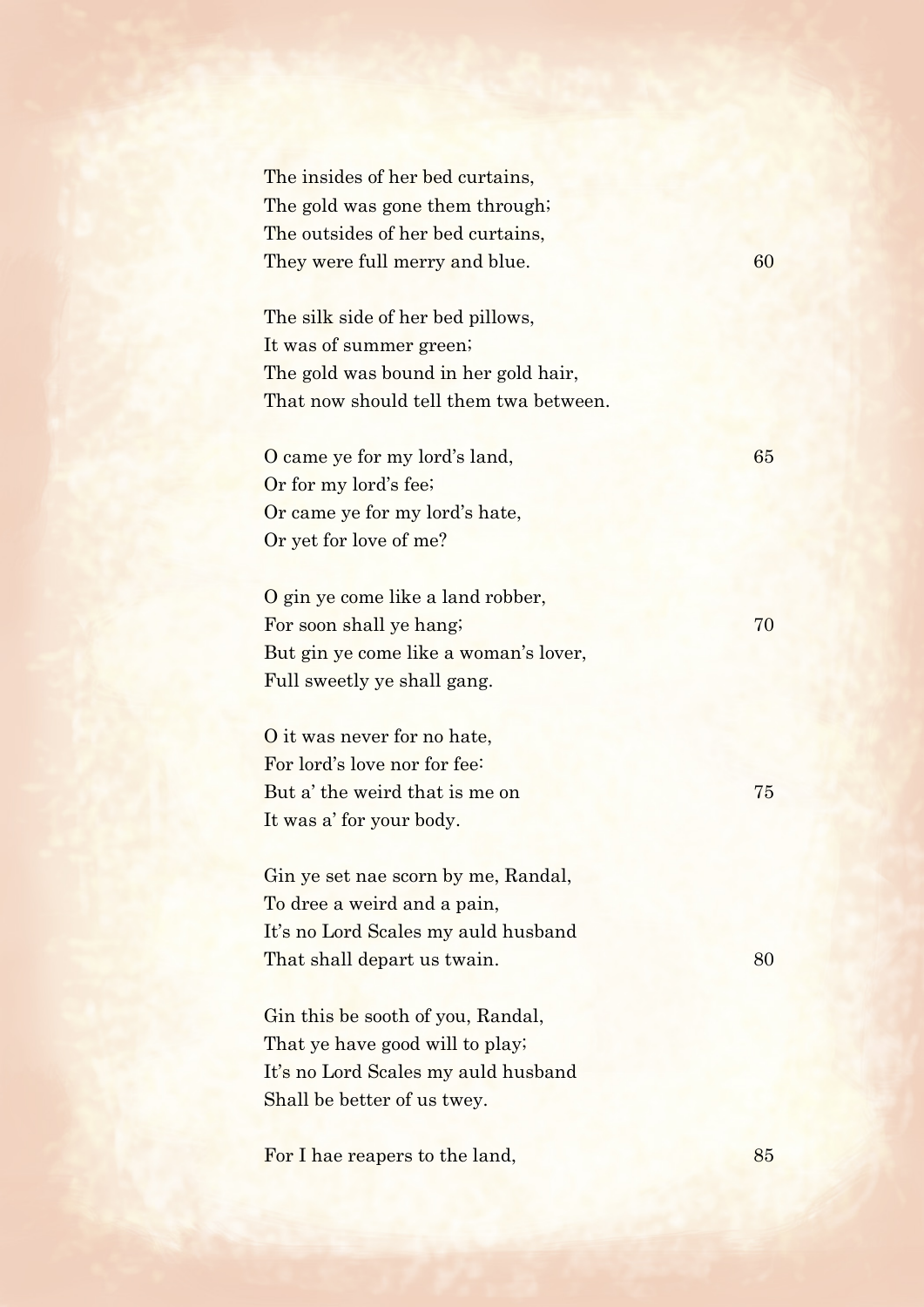The insides of her bed curtains,
The gold was gone them through;
The outsides of her bed curtains,
They were full merry and blue. 60

The silk side of her bed pillows,
It was of summer green;
The gold was bound in her gold hair,
That now should tell them twa between.

O came ye for my lord's land, 65
Or for my lord's fee;
Or came ye for my lord's hate,
Or yet for love of me?

O gin ye come like a land robber,
For soon shall ye hang; 70
But gin ye come like a woman's lover,
Full sweetly ye shall gang.

O it was never for no hate,
For lord's love nor for fee:
But a' the weird that is me on 75
It was a' for your body.

Gin ye set nae scorn by me, Randal,
To dree a weird and a pain,
It's no Lord Scales my auld husband
That shall depart us twain. 80

Gin this be sooth of you, Randal,
That ye have good will to play;
It's no Lord Scales my auld husband
Shall be better of us twey.

For I hae reapers to the land, 85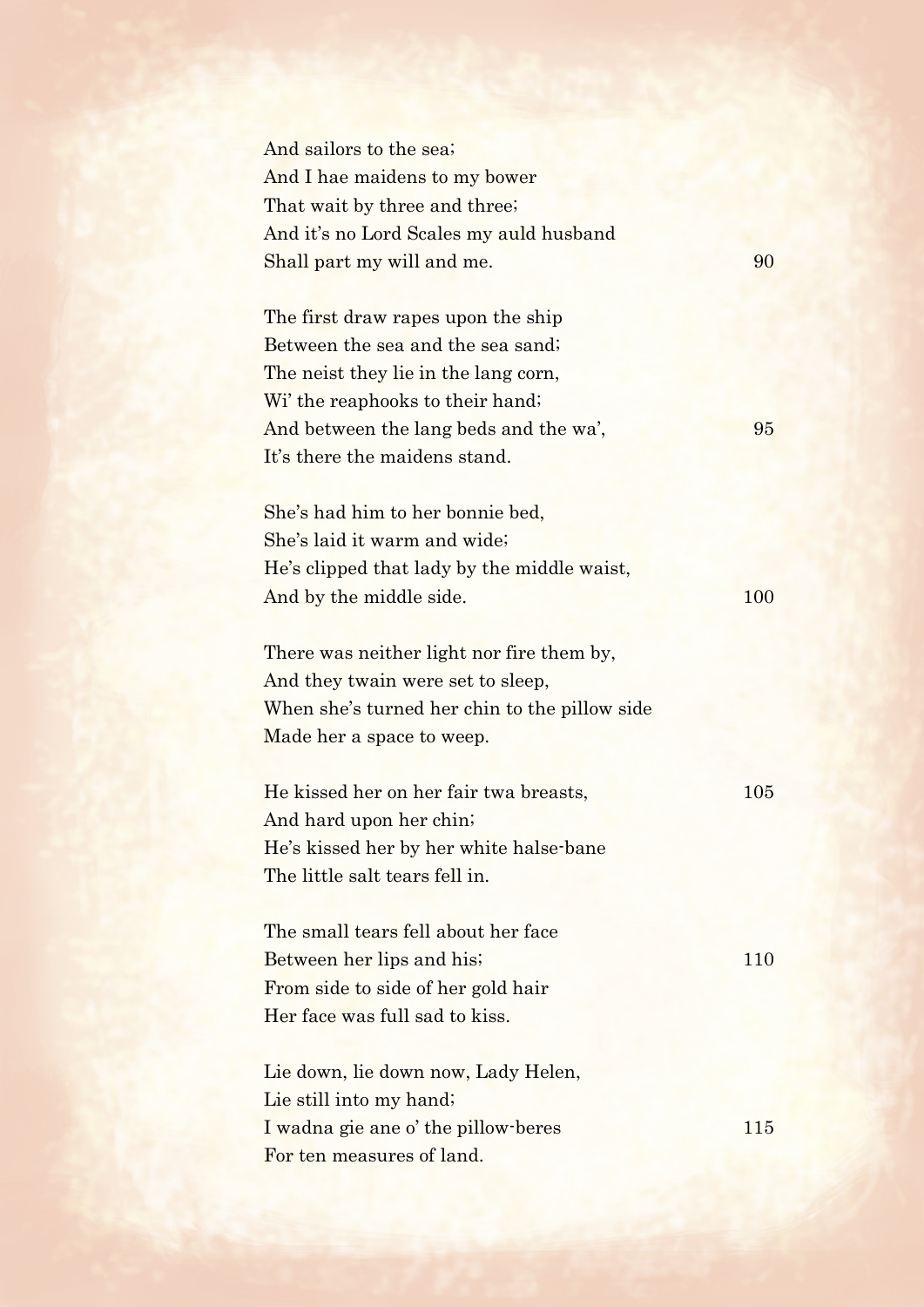And sailors to the sea;  
And I hae maidens to my bower  
That wait by three and three;  
And it's no Lord Scales my auld husband  
Shall part my will and me. 90

The first draw rapes upon the ship  
Between the sea and the sea sand;  
The neist they lie in the lang corn,  
Wi' the reaphooks to their hand;  
And between the lang beds and the wa', 95  
It's there the maidens stand.

She's had him to her bonnie bed,  
She's laid it warm and wide;  
He's clipped that lady by the middle waist,  
And by the middle side. 100

There was neither light nor fire them by,  
And they twain were set to sleep,  
When she's turned her chin to the pillow side  
Made her a space to weep.

He kissed her on her fair twa breasts, 105  
And hard upon her chin;  
He's kissed her by her white halse-bane  
The little salt tears fell in.

The small tears fell about her face  
Between her lips and his; 110  
From side to side of her gold hair  
Her face was full sad to kiss.

Lie down, lie down now, Lady Helen,  
Lie still into my hand;  
I wadna gie ane o' the pillow-beres 115  
For ten measures of land.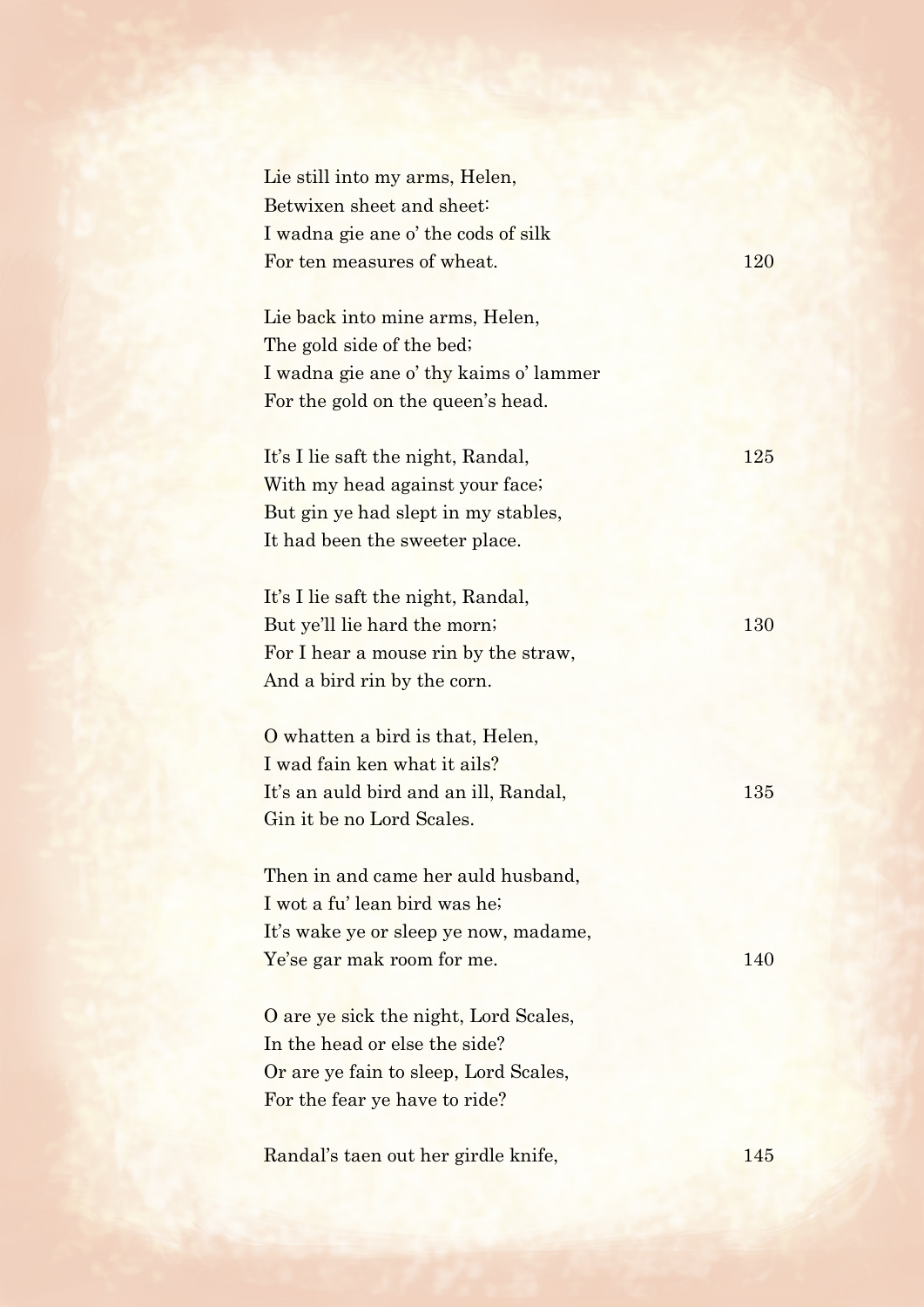Lie still into my arms, Helen,  
Betwixen sheet and sheet:  
I wadna gie ane o' the cods of silk  
For ten measures of wheat. 120

Lie back into mine arms, Helen,  
The gold side of the bed;  
I wadna gie ane o' thy kaims o' lammer  
For the gold on the queen's head.

It's I lie saft the night, Randal, 125  
With my head against your face;  
But gin ye had slept in my stables,  
It had been the sweeter place.

It's I lie saft the night, Randal,  
But ye'll lie hard the morn; 130  
For I hear a mouse rin by the straw,  
And a bird rin by the corn.

O whatten a bird is that, Helen,  
I wad fain ken what it ails?  
It's an auld bird and an ill, Randal, 135  
Gin it be no Lord Scales.

Then in and came her auld husband,  
I wot a fu' lean bird was he;  
It's wake ye or sleep ye now, madame,  
Ye'se gar mak room for me. 140

O are ye sick the night, Lord Scales,  
In the head or else the side?  
Or are ye fain to sleep, Lord Scales,  
For the fear ye have to ride?

Randal's taen out her girdle knife, 145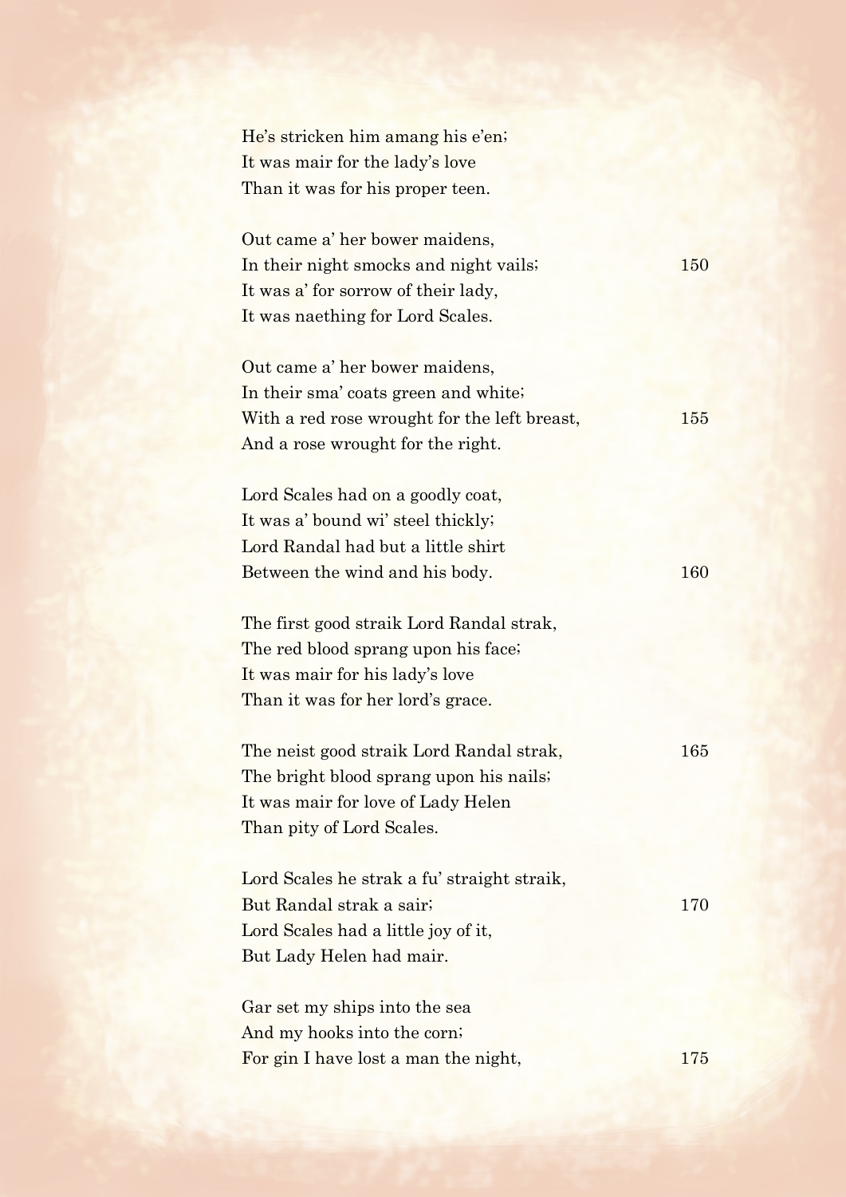He's stricken him amang his e'en;  
It was mair for the lady's love  
Than it was for his proper teen.

Out came a' her bower maidens,  
In their night smocks and night vails; 150  
It was a' for sorrow of their lady,  
It was naething for Lord Scales.

Out came a' her bower maidens,  
In their sma' coats green and white;  
With a red rose wrought for the left breast, 155  
And a rose wrought for the right.

Lord Scales had on a goodly coat,  
It was a' bound wi' steel thickly;  
Lord Randal had but a little shirt  
Between the wind and his body. 160

The first good straik Lord Randal strak,  
The red blood sprang upon his face;  
It was mair for his lady's love  
Than it was for her lord's grace.

The neist good straik Lord Randal strak, 165  
The bright blood sprang upon his nails;  
It was mair for love of Lady Helen  
Than pity of Lord Scales.

Lord Scales he strak a fu' straight straik,  
But Randal strak a sair; 170  
Lord Scales had a little joy of it,  
But Lady Helen had mair.

Gar set my ships into the sea  
And my hooks into the corn;  
For gin I have lost a man the night, 175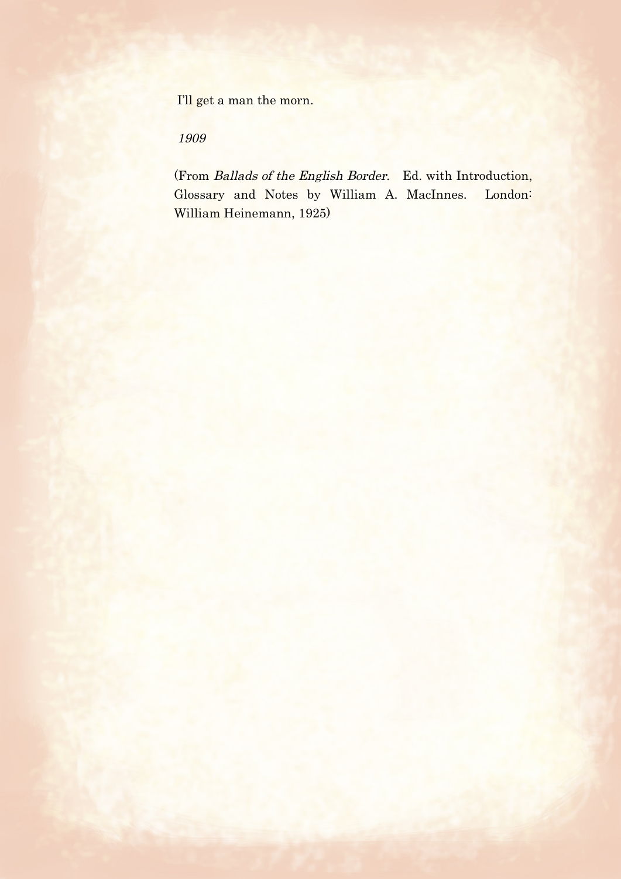I'll get a man the morn.

*1909*

(From *Ballads of the English Border*. Ed. with Introduction, Glossary and Notes by William A. MacInnes. London: William Heinemann, 1925)